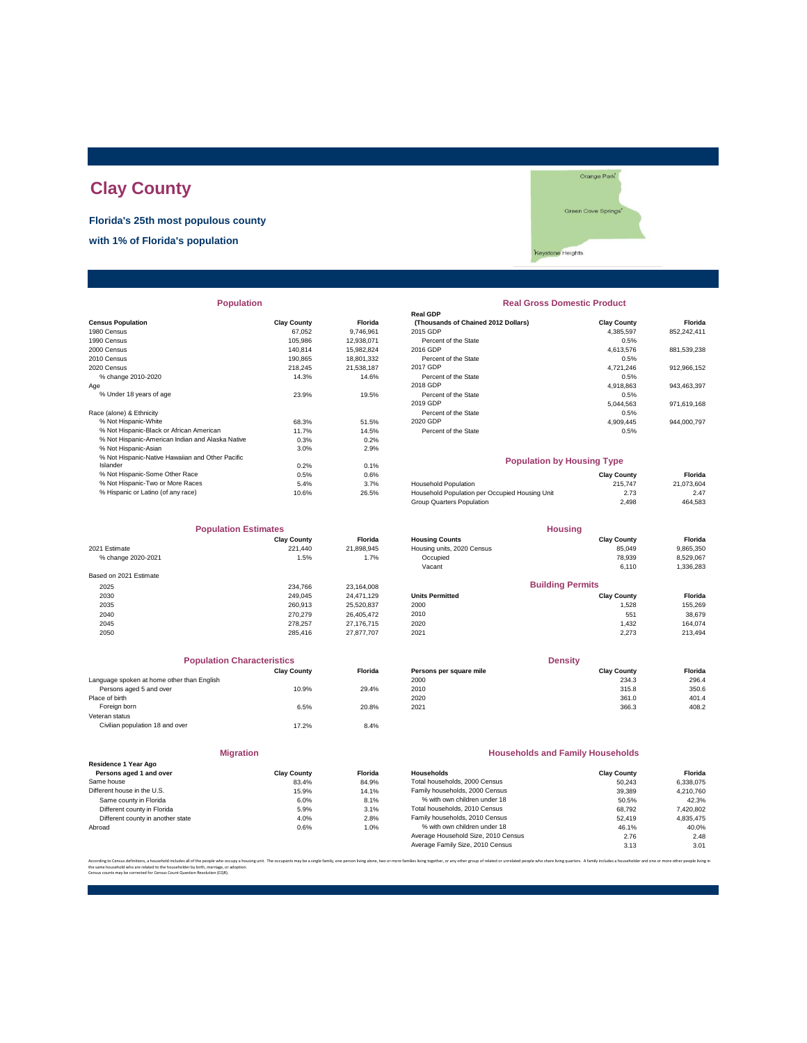# Clay County

**Florida's 25th most populous county**

**with 1% of Florida's population**

Orange Park

Green Cove Springs

Keystone Heights

## Population

| Census Population | Clay County | Florida |
|---|---|---|
| 1980 Census | 67,052 | 9,746,961 |
| 1990 Census | 105,986 | 12,938,071 |
| 2000 Census | 140,814 | 15,982,824 |
| 2010 Census | 190,865 | 18,801,332 |
| 2020 Census | 218,245 | 21,538,187 |
| % change 2010-2020 | 14.3% | 14.6% |
| Age | | |
| % Under 18 years of age | 23.9% | 19.5% |
| Race (alone) & Ethnicity | | |
| % Not Hispanic-White | 68.3% | 51.5% |
| % Not Hispanic-Black or African American | 11.7% | 14.5% |
| % Not Hispanic-American Indian and Alaska Native | 0.3% | 0.2% |
| % Not Hispanic-Asian | 3.0% | 2.9% |
| % Not Hispanic-Native Hawaiian and Other Pacific Islander | 0.2% | 0.1% |
| % Not Hispanic-Some Other Race | 0.5% | 0.6% |
| % Not Hispanic-Two or More Races | 5.4% | 3.7% |
| % Hispanic or Latino (of any race) | 10.6% | 26.5% |

## Real Gross Domestic Product

| Real GDP (Thousands of Chained 2012 Dollars) | Clay County | Florida |
|---|---|---|
| 2015 GDP | 4,385,597 | 852,242,411 |
| Percent of the State | 0.5% | |
| 2016 GDP | 4,613,576 | 881,539,238 |
| Percent of the State | 0.5% | |
| 2017 GDP | 4,721,246 | 912,966,152 |
| Percent of the State | 0.5% | |
| 2018 GDP | 4,918,863 | 943,463,397 |
| Percent of the State | 0.5% | |
| 2019 GDP | 5,044,563 | 971,619,168 |
| Percent of the State | 0.5% | |
| 2020 GDP | 4,909,445 | 944,000,797 |
| Percent of the State | 0.5% | |

## Population by Housing Type

| | Clay County | Florida |
|---|---|---|
| Household Population | 215,747 | 21,073,604 |
| Household Population per Occupied Housing Unit | 2.73 | 2.47 |
| Group Quarters Population | 2,498 | 464,583 |

## Population Estimates

| | Clay County | Florida |
|---|---|---|
| 2021 Estimate | 221,440 | 21,898,945 |
| % change 2020-2021 | 1.5% | 1.7% |
| Based on 2021 Estimate | | |
| 2025 | 234,766 | 23,164,008 |
| 2030 | 249,045 | 24,471,129 |
| 2035 | 260,913 | 25,520,837 |
| 2040 | 270,279 | 26,405,472 |
| 2045 | 278,257 | 27,176,715 |
| 2050 | 285,416 | 27,877,707 |

## Housing

| Housing Counts | Clay County | Florida |
|---|---|---|
| Housing units, 2020 Census | 85,049 | 9,865,350 |
| Occupied | 78,939 | 8,529,067 |
| Vacant | 6,110 | 1,336,283 |

## Building Permits

| Units Permitted | Clay County | Florida |
|---|---|---|
| 2000 | 1,528 | 155,269 |
| 2010 | 551 | 38,679 |
| 2020 | 1,432 | 164,074 |
| 2021 | 2,273 | 213,494 |

## Population Characteristics

| | Clay County | Florida |
|---|---|---|
| Language spoken at home other than English | | |
| Persons aged 5 and over | 10.9% | 29.4% |
| Place of birth | | |
| Foreign born | 6.5% | 20.8% |
| Veteran status | | |
| Civilian population 18 and over | 17.2% | 8.4% |

## Density

| Persons per square mile | Clay County | Florida |
|---|---|---|
| 2000 | 234.3 | 296.4 |
| 2010 | 315.8 | 350.6 |
| 2020 | 361.0 | 401.4 |
| 2021 | 366.3 | 408.2 |

## Migration

| Residence 1 Year Ago Persons aged 1 and over | Clay County | Florida |
|---|---|---|
| Same house | 83.4% | 84.9% |
| Different house in the U.S. | 15.9% | 14.1% |
| Same county in Florida | 6.0% | 8.1% |
| Different county in Florida | 5.9% | 3.1% |
| Different county in another state | 4.0% | 2.8% |
| Abroad | 0.6% | 1.0% |

## Households and Family Households

| Households | Clay County | Florida |
|---|---|---|
| Total households, 2000 Census | 50,243 | 6,338,075 |
| Family households, 2000 Census | 39,389 | 4,210,760 |
| % with own children under 18 | 50.5% | 42.3% |
| Total households, 2010 Census | 68,792 | 7,420,802 |
| Family households, 2010 Census | 52,419 | 4,835,475 |
| % with own children under 18 | 46.1% | 40.0% |
| Average Household Size, 2010 Census | 2.76 | 2.48 |
| Average Family Size, 2010 Census | 3.13 | 3.01 |

According to Census definitions, a household includes all of the people who occupy a housing unit. The occupants may be a single family, one person living alone, two or more families living together, or any other group of related or unrelated people who share living quarters. A family includes a householder and one or more other people living in the same household who are related to the householder by birth, marriage, or adoption.
Census counts may be corrected for Census Count Question Resolution (CQR).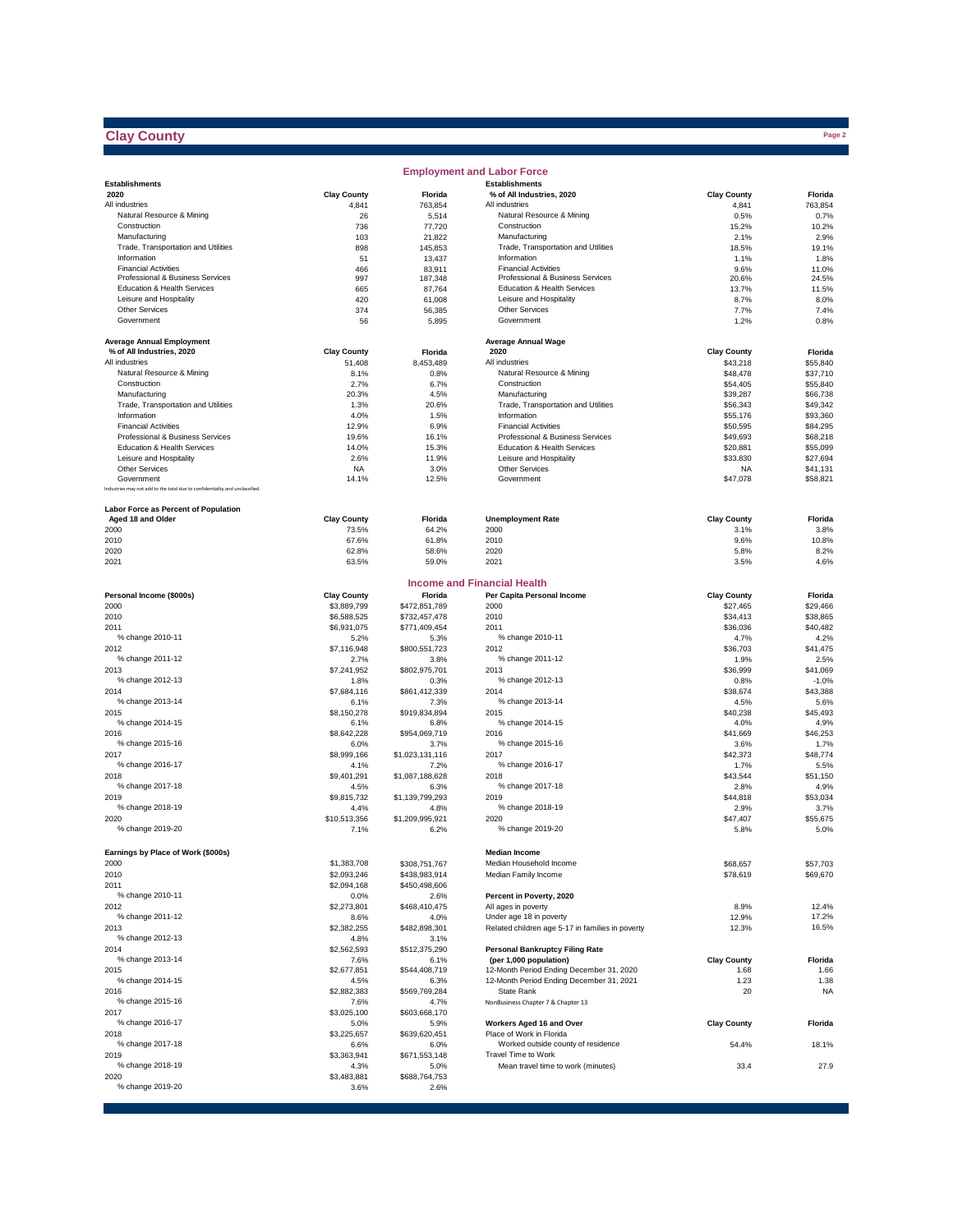# Clay County

## Employment and Labor Force

| Establishments 2020 | Clay County | Florida |
|---|---|---|
| All industries | 4,841 | 763,854 |
| Natural Resource & Mining | 26 | 5,514 |
| Construction | 736 | 77,720 |
| Manufacturing | 103 | 21,822 |
| Trade, Transportation and Utilities | 898 | 145,853 |
| Information | 51 | 13,437 |
| Financial Activities | 466 | 83,911 |
| Professional & Business Services | 997 | 187,348 |
| Education & Health Services | 665 | 87,764 |
| Leisure and Hospitality | 420 | 61,008 |
| Other Services | 374 | 56,385 |
| Government | 56 | 5,895 |

| Establishments % of All Industries, 2020 | Clay County | Florida |
|---|---|---|
| All industries | 4,841 | 763,854 |
| Natural Resource & Mining | 0.5% | 0.7% |
| Construction | 15.2% | 10.2% |
| Manufacturing | 2.1% | 2.9% |
| Trade, Transportation and Utilities | 18.5% | 19.1% |
| Information | 1.1% | 1.8% |
| Financial Activities | 9.6% | 11.0% |
| Professional & Business Services | 20.6% | 24.5% |
| Education & Health Services | 13.7% | 11.5% |
| Leisure and Hospitality | 8.7% | 8.0% |
| Other Services | 7.7% | 7.4% |
| Government | 1.2% | 0.8% |

| Average Annual Employment % of All Industries, 2020 | Clay County | Florida |
|---|---|---|
| All industries | 51,408 | 8,453,489 |
| Natural Resource & Mining | 8.1% | 0.8% |
| Construction | 2.7% | 6.7% |
| Manufacturing | 20.3% | 4.5% |
| Trade, Transportation and Utilities | 1.3% | 20.6% |
| Information | 4.0% | 1.5% |
| Financial Activities | 12.9% | 6.9% |
| Professional & Business Services | 19.6% | 16.1% |
| Education & Health Services | 14.0% | 15.3% |
| Leisure and Hospitality | 2.6% | 11.9% |
| Other Services | NA | 3.0% |
| Government | 14.1% | 12.5% |

Industries may not add to the total due to confidentiality and unclassified.

| Average Annual Wage 2020 | Clay County | Florida |
|---|---|---|
| All industries | $43,218 | $55,840 |
| Natural Resource & Mining | $48,478 | $37,710 |
| Construction | $54,405 | $55,840 |
| Manufacturing | $39,287 | $66,738 |
| Trade, Transportation and Utilities | $56,343 | $49,342 |
| Information | $55,176 | $93,360 |
| Financial Activities | $50,595 | $84,295 |
| Professional & Business Services | $49,693 | $68,218 |
| Education & Health Services | $20,881 | $55,099 |
| Leisure and Hospitality | $33,830 | $27,694 |
| Other Services | NA | $41,131 |
| Government | $47,078 | $58,821 |

| Labor Force as Percent of Population Aged 18 and Older | Clay County | Florida |
|---|---|---|
| 2000 | 73.5% | 64.2% |
| 2010 | 67.6% | 61.8% |
| 2020 | 62.8% | 58.6% |
| 2021 | 63.5% | 59.0% |

| Unemployment Rate | Clay County | Florida |
|---|---|---|
| 2000 | 3.1% | 3.8% |
| 2010 | 9.6% | 10.8% |
| 2020 | 5.8% | 8.2% |
| 2021 | 3.5% | 4.6% |

## Income and Financial Health

| Personal Income ($000s) | Clay County | Florida |
|---|---|---|
| 2000 | $3,889,799 | $472,851,789 |
| 2010 | $6,588,525 | $732,457,478 |
| 2011 | $6,931,075 | $771,409,454 |
| % change 2010-11 | 5.2% | 5.3% |
| 2012 | $7,116,948 | $800,551,723 |
| % change 2011-12 | 2.7% | 3.8% |
| 2013 | $7,241,952 | $802,975,701 |
| % change 2012-13 | 1.8% | 0.3% |
| 2014 | $7,684,116 | $861,412,339 |
| % change 2013-14 | 6.1% | 7.3% |
| 2015 | $8,150,278 | $919,834,894 |
| % change 2014-15 | 6.1% | 6.8% |
| 2016 | $8,642,228 | $954,069,719 |
| % change 2015-16 | 6.0% | 3.7% |
| 2017 | $8,999,166 | $1,023,131,116 |
| % change 2016-17 | 4.1% | 7.2% |
| 2018 | $9,401,291 | $1,087,188,628 |
| % change 2017-18 | 4.5% | 6.3% |
| 2019 | $9,815,732 | $1,139,799,293 |
| % change 2018-19 | 4.4% | 4.8% |
| 2020 | $10,513,356 | $1,209,995,921 |
| % change 2019-20 | 7.1% | 6.2% |

| Per Capita Personal Income | Clay County | Florida |
|---|---|---|
| 2000 | $27,465 | $29,466 |
| 2010 | $34,413 | $38,865 |
| 2011 | $36,036 | $40,482 |
| % change 2010-11 | 4.7% | 4.2% |
| 2012 | $36,703 | $41,475 |
| % change 2011-12 | 1.9% | 2.5% |
| 2013 | $36,999 | $41,069 |
| % change 2012-13 | 0.8% | -1.0% |
| 2014 | $38,674 | $43,388 |
| % change 2013-14 | 4.5% | 5.6% |
| 2015 | $40,238 | $45,493 |
| % change 2014-15 | 4.0% | 4.9% |
| 2016 | $41,669 | $46,253 |
| % change 2015-16 | 3.6% | 1.7% |
| 2017 | $42,373 | $48,774 |
| % change 2016-17 | 1.7% | 5.5% |
| 2018 | $43,544 | $51,150 |
| % change 2017-18 | 2.8% | 4.9% |
| 2019 | $44,818 | $53,034 |
| % change 2018-19 | 2.9% | 3.7% |
| 2020 | $47,407 | $55,675 |
| % change 2019-20 | 5.8% | 5.0% |

| Earnings by Place of Work ($000s) | Clay County | Florida |
|---|---|---|
| 2000 | $1,383,708 | $308,751,767 |
| 2010 | $2,093,246 | $438,983,914 |
| 2011 | $2,094,168 | $450,498,606 |
| % change 2010-11 | 0.0% | 2.6% |
| 2012 | $2,273,801 | $468,410,475 |
| % change 2011-12 | 8.6% | 4.0% |
| 2013 | $2,382,255 | $482,898,301 |
| % change 2012-13 | 4.8% | 3.1% |
| 2014 | $2,562,593 | $512,375,290 |
| % change 2013-14 | 7.6% | 6.1% |
| 2015 | $2,677,851 | $544,408,719 |
| % change 2014-15 | 4.5% | 6.3% |
| 2016 | $2,882,383 | $569,769,284 |
| % change 2015-16 | 7.6% | 4.7% |
| 2017 | $3,025,100 | $603,668,170 |
| % change 2016-17 | 5.0% | 5.9% |
| 2018 | $3,225,657 | $639,620,451 |
| % change 2017-18 | 6.6% | 6.0% |
| 2019 | $3,363,941 | $671,553,148 |
| % change 2018-19 | 4.3% | 5.0% |
| 2020 | $3,483,881 | $688,764,753 |
| % change 2019-20 | 3.6% | 2.6% |

| Median Income | Clay County | Florida |
|---|---|---|
| Median Household Income | $68,657 | $57,703 |
| Median Family Income | $78,619 | $69,670 |

| Percent in Poverty, 2020 | Clay County | Florida |
|---|---|---|
| All ages in poverty | 8.9% | 12.4% |
| Under age 18 in poverty | 12.9% | 17.2% |
| Related children age 5-17 in families in poverty | 12.3% | 16.5% |

| Personal Bankruptcy Filing Rate (per 1,000 population) | Clay County | Florida |
|---|---|---|
| 12-Month Period Ending December 31, 2020 | 1.68 | 1.66 |
| 12-Month Period Ending December 31, 2021 | 1.23 | 1.38 |
| State Rank | 20 | NA |

NonBusiness Chapter 7 & Chapter 13

| Workers Aged 16 and Over | Clay County | Florida |
|---|---|---|
| Place of Work in Florida | | |
| Worked outside county of residence | 54.4% | 18.1% |
| Travel Time to Work | | |
| Mean travel time to work (minutes) | 33.4 | 27.9 |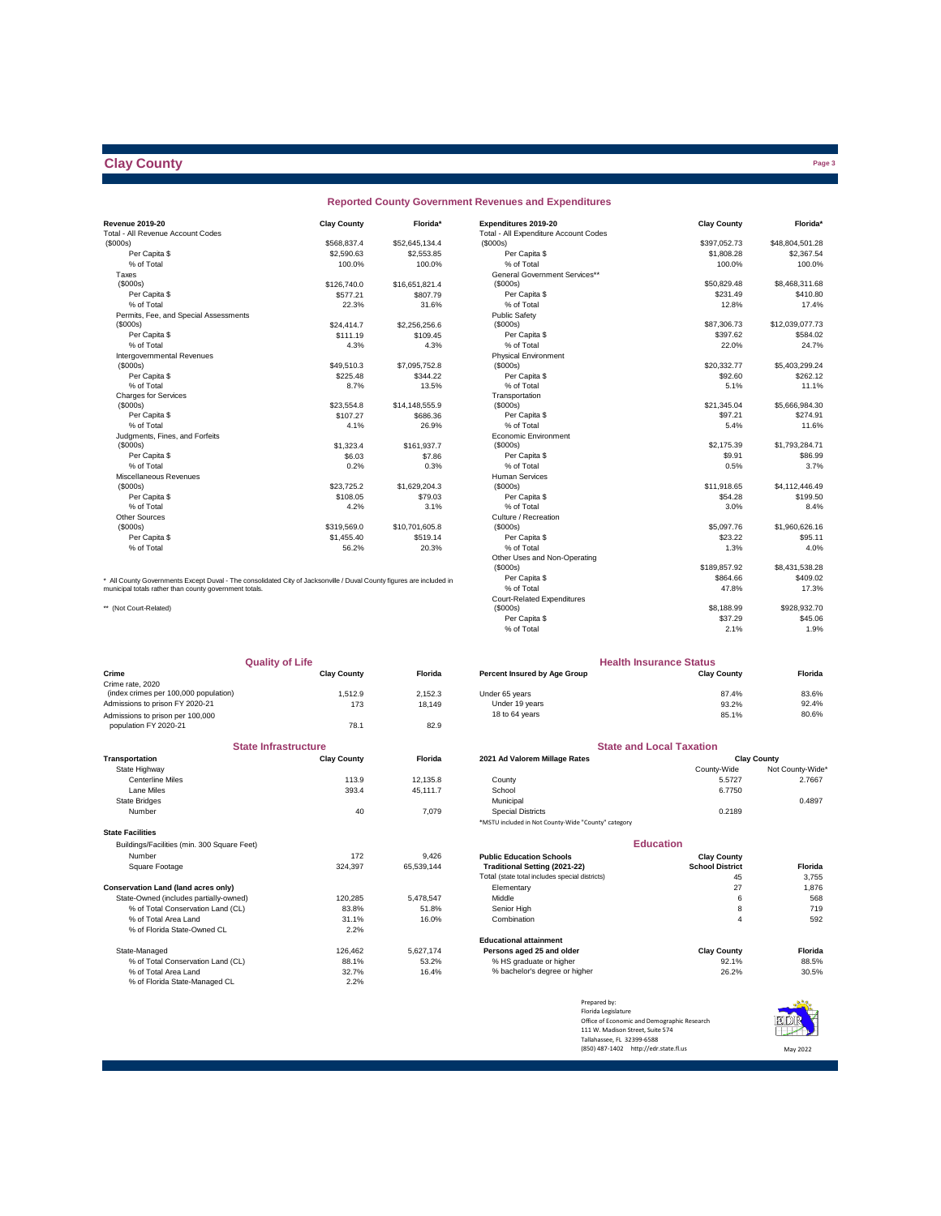# Clay County

## Reported County Government Revenues and Expenditures

| Revenue 2019-20 | Clay County | Florida* |
|---|---|---|
| Total - All Revenue Account Codes | | |
| ($000s) | $568,837.4 | $52,645,134.4 |
| Per Capita $ | $2,590.63 | $2,553.85 |
| % of Total | 100.0% | 100.0% |
| Taxes | | |
| ($000s) | $126,740.0 | $16,651,821.4 |
| Per Capita $ | $577.21 | $807.79 |
| % of Total | 22.3% | 31.6% |
| Permits, Fee, and Special Assessments | | |
| ($000s) | $24,414.7 | $2,256,256.6 |
| Per Capita $ | $111.19 | $109.45 |
| % of Total | 4.3% | 4.3% |
| Intergovernmental Revenues | | |
| ($000s) | $49,510.3 | $7,095,752.8 |
| Per Capita $ | $225.48 | $344.22 |
| % of Total | 8.7% | 13.5% |
| Charges for Services | | |
| ($000s) | $23,554.8 | $14,148,555.9 |
| Per Capita $ | $107.27 | $686.36 |
| % of Total | 4.1% | 26.9% |
| Judgments, Fines, and Forfeits | | |
| ($000s) | $1,323.4 | $161,937.7 |
| Per Capita $ | $6.03 | $7.86 |
| % of Total | 0.2% | 0.3% |
| Miscellaneous Revenues | | |
| ($000s) | $23,725.2 | $1,629,204.3 |
| Per Capita $ | $108.05 | $79.03 |
| % of Total | 4.2% | 3.1% |
| Other Sources | | |
| ($000s) | $319,569.0 | $10,701,605.8 |
| Per Capita $ | $1,455.40 | $519.14 |
| % of Total | 56.2% | 20.3% |

\* All County Governments Except Duval - The consolidated City of Jacksonville / Duval County figures are included in municipal totals rather than county government totals.

** (Not Court-Related)

| Expenditures 2019-20 | Clay County | Florida* |
|---|---|---|
| Total - All Expenditure Account Codes | | |
| ($000s) | $397,052.73 | $48,804,501.28 |
| Per Capita $ | $1,808.28 | $2,367.54 |
| % of Total | 100.0% | 100.0% |
| General Government Services** | | |
| ($000s) | $50,829.48 | $8,468,311.68 |
| Per Capita $ | $231.49 | $410.80 |
| % of Total | 12.8% | 17.4% |
| Public Safety | | |
| ($000s) | $87,306.73 | $12,039,077.73 |
| Per Capita $ | $397.62 | $584.02 |
| % of Total | 22.0% | 24.7% |
| Physical Environment | | |
| ($000s) | $20,332.77 | $5,403,299.24 |
| Per Capita $ | $92.60 | $262.12 |
| % of Total | 5.1% | 11.1% |
| Transportation | | |
| ($000s) | $21,345.04 | $5,666,984.30 |
| Per Capita $ | $97.21 | $274.91 |
| % of Total | 5.4% | 11.6% |
| Economic Environment | | |
| ($000s) | $2,175.39 | $1,793,284.71 |
| Per Capita $ | $9.91 | $86.99 |
| % of Total | 0.5% | 3.7% |
| Human Services | | |
| ($000s) | $11,918.65 | $4,112,446.49 |
| Per Capita $ | $54.28 | $199.50 |
| % of Total | 3.0% | 8.4% |
| Culture / Recreation | | |
| ($000s) | $5,097.76 | $1,960,626.16 |
| Per Capita $ | $23.22 | $95.11 |
| % of Total | 1.3% | 4.0% |
| Other Uses and Non-Operating | | |
| ($000s) | $189,857.92 | $8,431,538.28 |
| Per Capita $ | $864.66 | $409.02 |
| % of Total | 47.8% | 17.3% |
| Court-Related Expenditures | | |
| ($000s) | $8,188.99 | $928,932.70 |
| Per Capita $ | $37.29 | $45.06 |
| % of Total | 2.1% | 1.9% |

## Quality of Life

| Crime | Clay County | Florida |
|---|---|---|
| Crime rate, 2020 (index crimes per 100,000 population) | 1,512.9 | 2,152.3 |
| Admissions to prison FY 2020-21 | 173 | 18,149 |
| Admissions to prison per 100,000 population FY 2020-21 | 78.1 | 82.9 |

## Health Insurance Status

| Percent Insured by Age Group | Clay County | Florida |
|---|---|---|
| Under 65 years | 87.4% | 83.6% |
| Under 19 years | 93.2% | 92.4% |
| 18 to 64 years | 85.1% | 80.6% |

## State Infrastructure

| Transportation | Clay County | Florida |
|---|---|---|
| State Highway | | |
| Centerline Miles | 113.9 | 12,135.8 |
| Lane Miles | 393.4 | 45,111.7 |
| State Bridges | | |
| Number | 40 | 7,079 |

| State Facilities | Clay County | Florida |
|---|---|---|
| Buildings/Facilities (min. 300 Square Feet) | | |
| Number | 172 | 9,426 |
| Square Footage | 324,397 | 65,539,144 |

| Conservation Land (land acres only) | Clay County | Florida |
|---|---|---|
| State-Owned (includes partially-owned) | 120,285 | 5,478,547 |
| % of Total Conservation Land (CL) | 83.8% | 51.8% |
| % of Total Area Land | 31.1% | 16.0% |
| % of Florida State-Owned CL | 2.2% | |
| State-Managed | 126,462 | 5,627,174 |
| % of Total Conservation Land (CL) | 88.1% | 53.2% |
| % of Total Area Land | 32.7% | 16.4% |
| % of Florida State-Managed CL | 2.2% | |

## State and Local Taxation

| 2021 Ad Valorem Millage Rates | Clay County County-Wide | Clay County Not County-Wide* |
|---|---|---|
| County | 5.5727 | 2.7667 |
| School | 6.7750 | |
| Municipal | | 0.4897 |
| Special Districts | 0.2189 | |

*MSTU included in Not County-Wide "County" category

## Education

| Public Education Schools Traditional Setting (2021-22) | Clay County School District | Florida |
|---|---|---|
| Total (state total includes special districts) | 45 | 3,755 |
| Elementary | 27 | 1,876 |
| Middle | 6 | 568 |
| Senior High | 8 | 719 |
| Combination | 4 | 592 |

| Educational attainment Persons aged 25 and older | Clay County | Florida |
|---|---|---|
| % HS graduate or higher | 92.1% | 88.5% |
| % bachelor's degree or higher | 26.2% | 30.5% |

Prepared by:
Florida Legislature
Office of Economic and Demographic Research
111 W. Madison Street, Suite 574
Tallahassee, FL 32399-6588
(850) 487-1402 http://edr.state.fl.us

May 2022